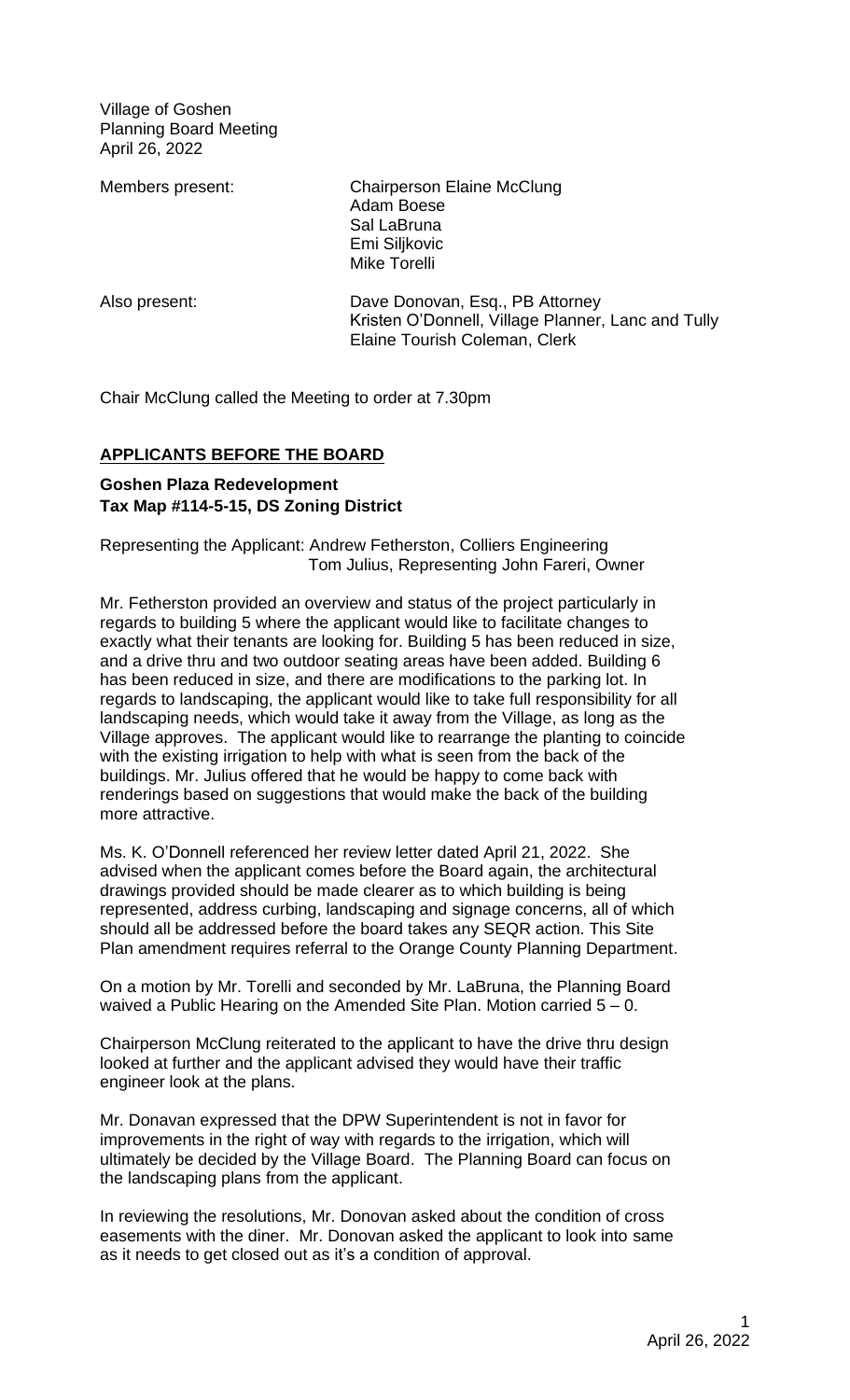Village of Goshen
Planning Board Meeting
April 26, 2022

Members present: Chairperson Elaine McClung
Adam Boese
Sal LaBruna
Emi Siljkovic
Mike Torelli

Also present: Dave Donovan, Esq., PB Attorney
Kristen O'Donnell, Village Planner, Lanc and Tully
Elaine Tourish Coleman, Clerk

Chair McClung called the Meeting to order at 7.30pm

## APPLICANTS BEFORE THE BOARD

**Goshen Plaza Redevelopment**
**Tax Map #114-5-15, DS Zoning District**

Representing the Applicant: Andrew Fetherston, Colliers Engineering
Tom Julius, Representing John Fareri, Owner

Mr. Fetherston provided an overview and status of the project particularly in regards to building 5 where the applicant would like to facilitate changes to exactly what their tenants are looking for. Building 5 has been reduced in size, and a drive thru and two outdoor seating areas have been added. Building 6 has been reduced in size, and there are modifications to the parking lot. In regards to landscaping, the applicant would like to take full responsibility for all landscaping needs, which would take it away from the Village, as long as the Village approves. The applicant would like to rearrange the planting to coincide with the existing irrigation to help with what is seen from the back of the buildings. Mr. Julius offered that he would be happy to come back with renderings based on suggestions that would make the back of the building more attractive.

Ms. K. O'Donnell referenced her review letter dated April 21, 2022. She advised when the applicant comes before the Board again, the architectural drawings provided should be made clearer as to which building is being represented, address curbing, landscaping and signage concerns, all of which should all be addressed before the board takes any SEQR action. This Site Plan amendment requires referral to the Orange County Planning Department.

On a motion by Mr. Torelli and seconded by Mr. LaBruna, the Planning Board waived a Public Hearing on the Amended Site Plan. Motion carried 5 – 0.

Chairperson McClung reiterated to the applicant to have the drive thru design looked at further and the applicant advised they would have their traffic engineer look at the plans.

Mr. Donavan expressed that the DPW Superintendent is not in favor for improvements in the right of way with regards to the irrigation, which will ultimately be decided by the Village Board. The Planning Board can focus on the landscaping plans from the applicant.

In reviewing the resolutions, Mr. Donovan asked about the condition of cross easements with the diner. Mr. Donovan asked the applicant to look into same as it needs to get closed out as it's a condition of approval.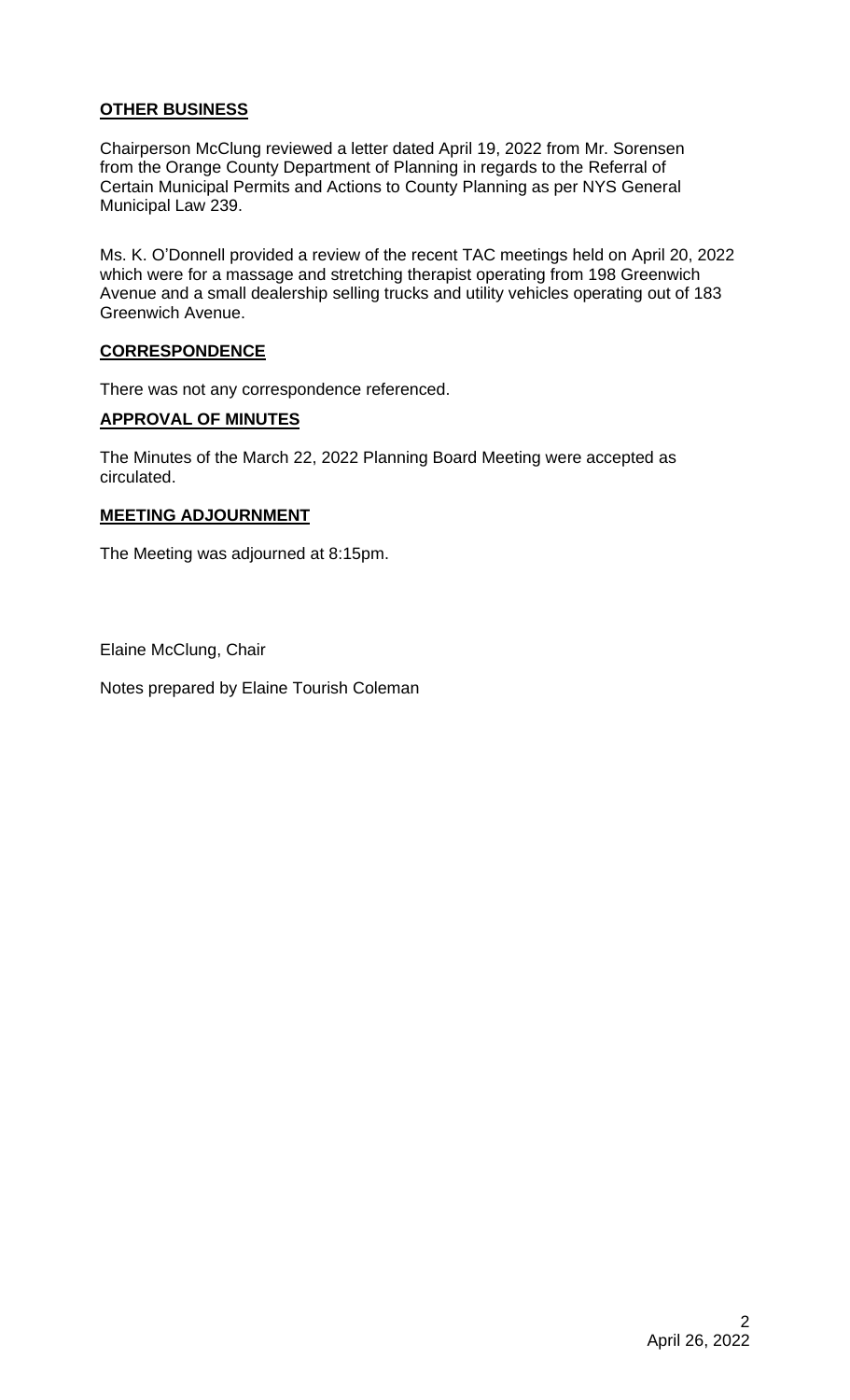**OTHER BUSINESS**

Chairperson McClung reviewed a letter dated April 19, 2022 from Mr. Sorensen from the Orange County Department of Planning in regards to the Referral of Certain Municipal Permits and Actions to County Planning as per NYS General Municipal Law 239.

Ms. K. O'Donnell provided a review of the recent TAC meetings held on April 20, 2022 which were for a massage and stretching therapist operating from 198 Greenwich Avenue and a small dealership selling trucks and utility vehicles operating out of 183 Greenwich Avenue.

**CORRESPONDENCE**

There was not any correspondence referenced.

**APPROVAL OF MINUTES**

The Minutes of the March 22, 2022 Planning Board Meeting were accepted as circulated.

**MEETING ADJOURNMENT**

The Meeting was adjourned at 8:15pm.

Elaine McClung, Chair

Notes prepared by Elaine Tourish Coleman